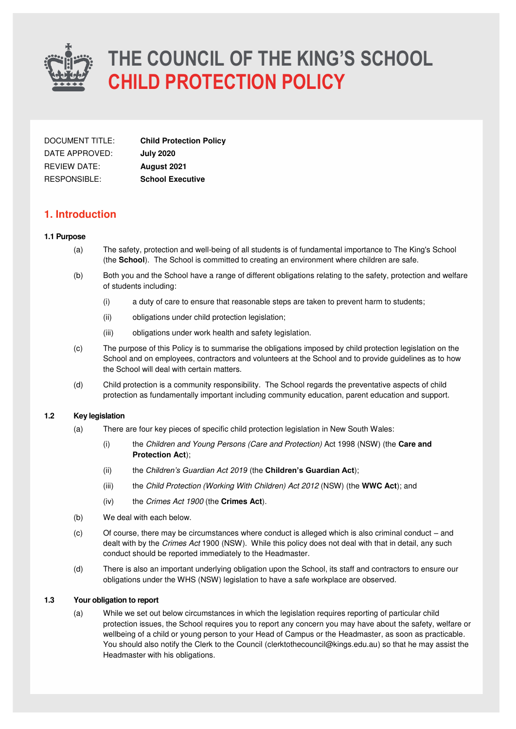# THE COUNCIL OF THE KING'S SCHOOL
# CHILD PROTECTION POLICY

| | |
|---|---|
| DOCUMENT TITLE: | **Child Protection Policy** |
| DATE APPROVED: | **July 2020** |
| REVIEW DATE: | **August 2021** |
| RESPONSIBLE: | **School Executive** |

## 1. Introduction

### 1.1 Purpose

(a) The safety, protection and well-being of all students is of fundamental importance to The King's School (the **School**). The School is committed to creating an environment where children are safe.

(b) Both you and the School have a range of different obligations relating to the safety, protection and welfare of students including:

- (i) a duty of care to ensure that reasonable steps are taken to prevent harm to students;
- (ii) obligations under child protection legislation;
- (iii) obligations under work health and safety legislation.

(c) The purpose of this Policy is to summarise the obligations imposed by child protection legislation on the School and on employees, contractors and volunteers at the School and to provide guidelines as to how the School will deal with certain matters.

(d) Child protection is a community responsibility. The School regards the preventative aspects of child protection as fundamentally important including community education, parent education and support.

### 1.2 Key legislation

(a) There are four key pieces of specific child protection legislation in New South Wales:

- (i) the *Children and Young Persons (Care and Protection)* Act 1998 (NSW) (the **Care and Protection Act**);
- (ii) the *Children's Guardian Act 2019* (the **Children's Guardian Act**);
- (iii) the *Child Protection (Working With Children) Act 2012* (NSW) (the **WWC Act**); and
- (iv) the *Crimes Act 1900* (the **Crimes Act**).

(b) We deal with each below.

(c) Of course, there may be circumstances where conduct is alleged which is also criminal conduct – and dealt with by the *Crimes Act* 1900 (NSW). While this policy does not deal with that in detail, any such conduct should be reported immediately to the Headmaster.

(d) There is also an important underlying obligation upon the School, its staff and contractors to ensure our obligations under the WHS (NSW) legislation to have a safe workplace are observed.

### 1.3 Your obligation to report

(a) While we set out below circumstances in which the legislation requires reporting of particular child protection issues, the School requires you to report any concern you may have about the safety, welfare or wellbeing of a child or young person to your Head of Campus or the Headmaster, as soon as practicable. You should also notify the Clerk to the Council (clerktothecouncil@kings.edu.au) so that he may assist the Headmaster with his obligations.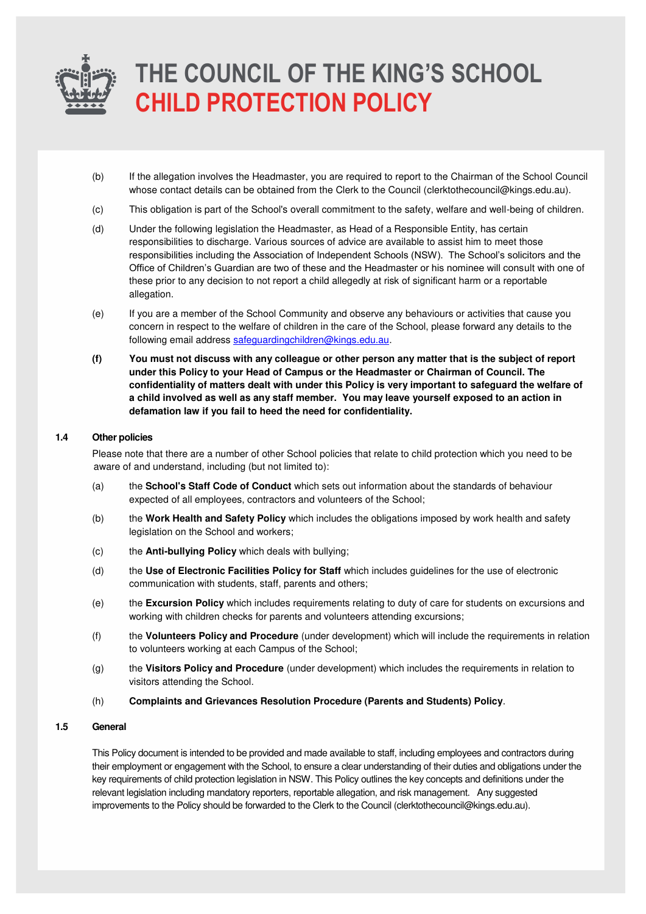(b) If the allegation involves the Headmaster, you are required to report to the Chairman of the School Council whose contact details can be obtained from the Clerk to the Council (clerktothecouncil@kings.edu.au).

(c) This obligation is part of the School's overall commitment to the safety, welfare and well-being of children.

(d) Under the following legislation the Headmaster, as Head of a Responsible Entity, has certain responsibilities to discharge. Various sources of advice are available to assist him to meet those responsibilities including the Association of Independent Schools (NSW). The School's solicitors and the Office of Children's Guardian are two of these and the Headmaster or his nominee will consult with one of these prior to any decision to not report a child allegedly at risk of significant harm or a reportable allegation.

(e) If you are a member of the School Community and observe any behaviours or activities that cause you concern in respect to the welfare of children in the care of the School, please forward any details to the following email address safeguardingchildren@kings.edu.au.

**(f) You must not discuss with any colleague or other person any matter that is the subject of report under this Policy to your Head of Campus or the Headmaster or Chairman of Council. The confidentiality of matters dealt with under this Policy is very important to safeguard the welfare of a child involved as well as any staff member. You may leave yourself exposed to an action in defamation law if you fail to heed the need for confidentiality.**

### 1.4 Other policies

Please note that there are a number of other School policies that relate to child protection which you need to be aware of and understand, including (but not limited to):

(a) the **School's Staff Code of Conduct** which sets out information about the standards of behaviour expected of all employees, contractors and volunteers of the School;

(b) the **Work Health and Safety Policy** which includes the obligations imposed by work health and safety legislation on the School and workers;

(c) the **Anti-bullying Policy** which deals with bullying;

(d) the **Use of Electronic Facilities Policy for Staff** which includes guidelines for the use of electronic communication with students, staff, parents and others;

(e) the **Excursion Policy** which includes requirements relating to duty of care for students on excursions and working with children checks for parents and volunteers attending excursions;

(f) the **Volunteers Policy and Procedure** (under development) which will include the requirements in relation to volunteers working at each Campus of the School;

(g) the **Visitors Policy and Procedure** (under development) which includes the requirements in relation to visitors attending the School.

(h) **Complaints and Grievances Resolution Procedure (Parents and Students) Policy**.

### 1.5 General

This Policy document is intended to be provided and made available to staff, including employees and contractors during their employment or engagement with the School, to ensure a clear understanding of their duties and obligations under the key requirements of child protection legislation in NSW. This Policy outlines the key concepts and definitions under the relevant legislation including mandatory reporters, reportable allegation, and risk management. Any suggested improvements to the Policy should be forwarded to the Clerk to the Council (clerktothecouncil@kings.edu.au).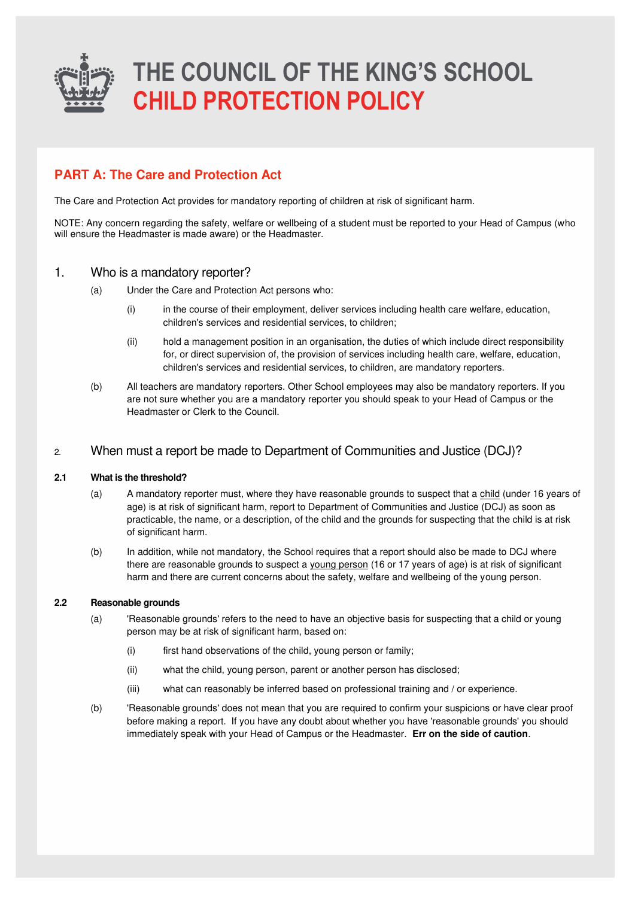# THE COUNCIL OF THE KING'S SCHOOL
# CHILD PROTECTION POLICY

## PART A: The Care and Protection Act

The Care and Protection Act provides for mandatory reporting of children at risk of significant harm.

NOTE: Any concern regarding the safety, welfare or wellbeing of a student must be reported to your Head of Campus (who will ensure the Headmaster is made aware) or the Headmaster.

### 1. Who is a mandatory reporter?

(a) Under the Care and Protection Act persons who:

(i) in the course of their employment, deliver services including health care welfare, education, children's services and residential services, to children;

(ii) hold a management position in an organisation, the duties of which include direct responsibility for, or direct supervision of, the provision of services including health care, welfare, education, children's services and residential services, to children, are mandatory reporters.

(b) All teachers are mandatory reporters. Other School employees may also be mandatory reporters. If you are not sure whether you are a mandatory reporter you should speak to your Head of Campus or the Headmaster or Clerk to the Council.

### 2. When must a report be made to Department of Communities and Justice (DCJ)?

#### 2.1 What is the threshold?

(a) A mandatory reporter must, where they have reasonable grounds to suspect that a <u>child</u> (under 16 years of age) is at risk of significant harm, report to Department of Communities and Justice (DCJ) as soon as practicable, the name, or a description, of the child and the grounds for suspecting that the child is at risk of significant harm.

(b) In addition, while not mandatory, the School requires that a report should also be made to DCJ where there are reasonable grounds to suspect a <u>young person</u> (16 or 17 years of age) is at risk of significant harm and there are current concerns about the safety, welfare and wellbeing of the young person.

#### 2.2 Reasonable grounds

(a) 'Reasonable grounds' refers to the need to have an objective basis for suspecting that a child or young person may be at risk of significant harm, based on:

(i) first hand observations of the child, young person or family;

(ii) what the child, young person, parent or another person has disclosed;

(iii) what can reasonably be inferred based on professional training and / or experience.

(b) 'Reasonable grounds' does not mean that you are required to confirm your suspicions or have clear proof before making a report. If you have any doubt about whether you have 'reasonable grounds' you should immediately speak with your Head of Campus or the Headmaster. **Err on the side of caution**.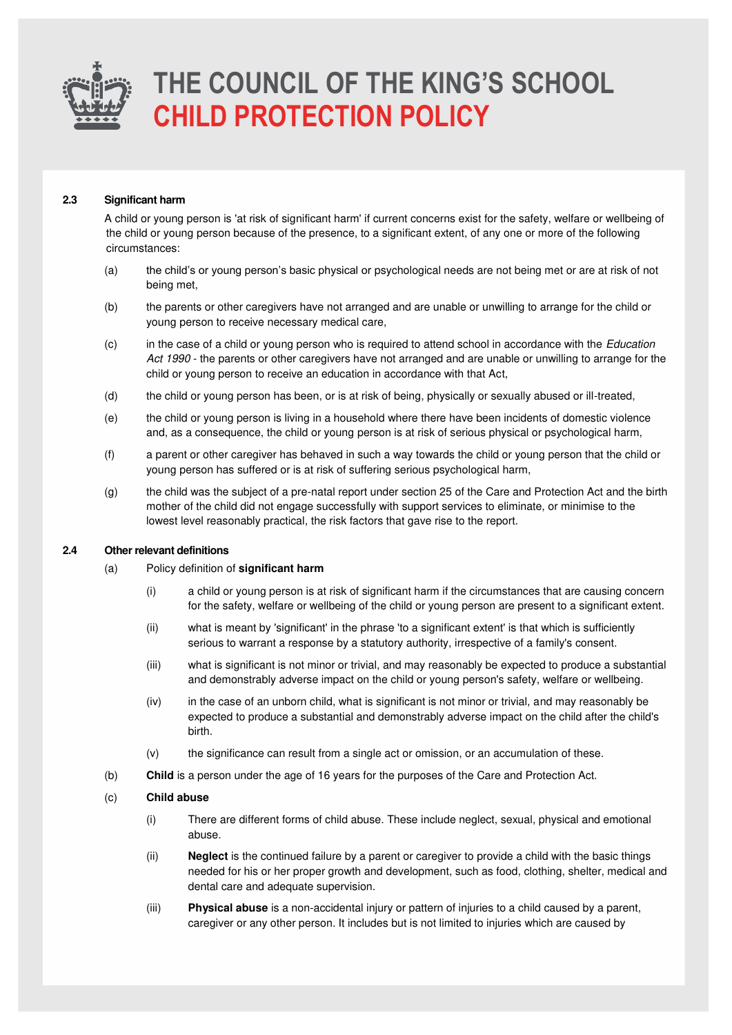### 2.3 Significant harm

A child or young person is 'at risk of significant harm' if current concerns exist for the safety, welfare or wellbeing of the child or young person because of the presence, to a significant extent, of any one or more of the following circumstances:

(a) the child's or young person's basic physical or psychological needs are not being met or are at risk of not being met,

(b) the parents or other caregivers have not arranged and are unable or unwilling to arrange for the child or young person to receive necessary medical care,

(c) in the case of a child or young person who is required to attend school in accordance with the *Education Act 1990* - the parents or other caregivers have not arranged and are unable or unwilling to arrange for the child or young person to receive an education in accordance with that Act,

(d) the child or young person has been, or is at risk of being, physically or sexually abused or ill-treated,

(e) the child or young person is living in a household where there have been incidents of domestic violence and, as a consequence, the child or young person is at risk of serious physical or psychological harm,

(f) a parent or other caregiver has behaved in such a way towards the child or young person that the child or young person has suffered or is at risk of suffering serious psychological harm,

(g) the child was the subject of a pre-natal report under section 25 of the Care and Protection Act and the birth mother of the child did not engage successfully with support services to eliminate, or minimise to the lowest level reasonably practical, the risk factors that gave rise to the report.

### 2.4 Other relevant definitions

(a) Policy definition of **significant harm**

(i) a child or young person is at risk of significant harm if the circumstances that are causing concern for the safety, welfare or wellbeing of the child or young person are present to a significant extent.

(ii) what is meant by 'significant' in the phrase 'to a significant extent' is that which is sufficiently serious to warrant a response by a statutory authority, irrespective of a family's consent.

(iii) what is significant is not minor or trivial, and may reasonably be expected to produce a substantial and demonstrably adverse impact on the child or young person's safety, welfare or wellbeing.

(iv) in the case of an unborn child, what is significant is not minor or trivial, and may reasonably be expected to produce a substantial and demonstrably adverse impact on the child after the child's birth.

(v) the significance can result from a single act or omission, or an accumulation of these.

(b) **Child** is a person under the age of 16 years for the purposes of the Care and Protection Act.

(c) **Child abuse**

(i) There are different forms of child abuse. These include neglect, sexual, physical and emotional abuse.

(ii) **Neglect** is the continued failure by a parent or caregiver to provide a child with the basic things needed for his or her proper growth and development, such as food, clothing, shelter, medical and dental care and adequate supervision.

(iii) **Physical abuse** is a non-accidental injury or pattern of injuries to a child caused by a parent, caregiver or any other person. It includes but is not limited to injuries which are caused by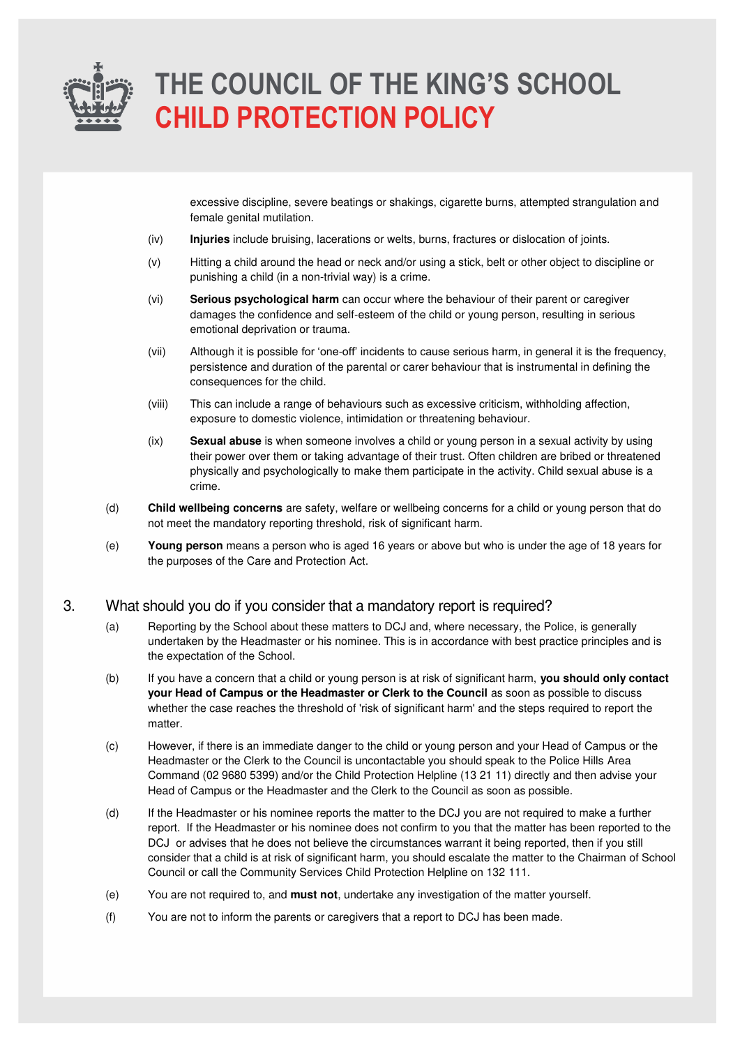excessive discipline, severe beatings or shakings, cigarette burns, attempted strangulation and female genital mutilation.

(iv) **Injuries** include bruising, lacerations or welts, burns, fractures or dislocation of joints.

(v) Hitting a child around the head or neck and/or using a stick, belt or other object to discipline or punishing a child (in a non-trivial way) is a crime.

(vi) **Serious psychological harm** can occur where the behaviour of their parent or caregiver damages the confidence and self-esteem of the child or young person, resulting in serious emotional deprivation or trauma.

(vii) Although it is possible for 'one-off' incidents to cause serious harm, in general it is the frequency, persistence and duration of the parental or carer behaviour that is instrumental in defining the consequences for the child.

(viii) This can include a range of behaviours such as excessive criticism, withholding affection, exposure to domestic violence, intimidation or threatening behaviour.

(ix) **Sexual abuse** is when someone involves a child or young person in a sexual activity by using their power over them or taking advantage of their trust. Often children are bribed or threatened physically and psychologically to make them participate in the activity. Child sexual abuse is a crime.

(d) **Child wellbeing concerns** are safety, welfare or wellbeing concerns for a child or young person that do not meet the mandatory reporting threshold, risk of significant harm.

(e) **Young person** means a person who is aged 16 years or above but who is under the age of 18 years for the purposes of the Care and Protection Act.

## 3. What should you do if you consider that a mandatory report is required?

(a) Reporting by the School about these matters to DCJ and, where necessary, the Police, is generally undertaken by the Headmaster or his nominee. This is in accordance with best practice principles and is the expectation of the School.

(b) If you have a concern that a child or young person is at risk of significant harm, **you should only contact your Head of Campus or the Headmaster or Clerk to the Council** as soon as possible to discuss whether the case reaches the threshold of 'risk of significant harm' and the steps required to report the matter.

(c) However, if there is an immediate danger to the child or young person and your Head of Campus or the Headmaster or the Clerk to the Council is uncontactable you should speak to the Police Hills Area Command (02 9680 5399) and/or the Child Protection Helpline (13 21 11) directly and then advise your Head of Campus or the Headmaster and the Clerk to the Council as soon as possible.

(d) If the Headmaster or his nominee reports the matter to the DCJ you are not required to make a further report. If the Headmaster or his nominee does not confirm to you that the matter has been reported to the DCJ or advises that he does not believe the circumstances warrant it being reported, then if you still consider that a child is at risk of significant harm, you should escalate the matter to the Chairman of School Council or call the Community Services Child Protection Helpline on 132 111.

(e) You are not required to, and **must not**, undertake any investigation of the matter yourself.

(f) You are not to inform the parents or caregivers that a report to DCJ has been made.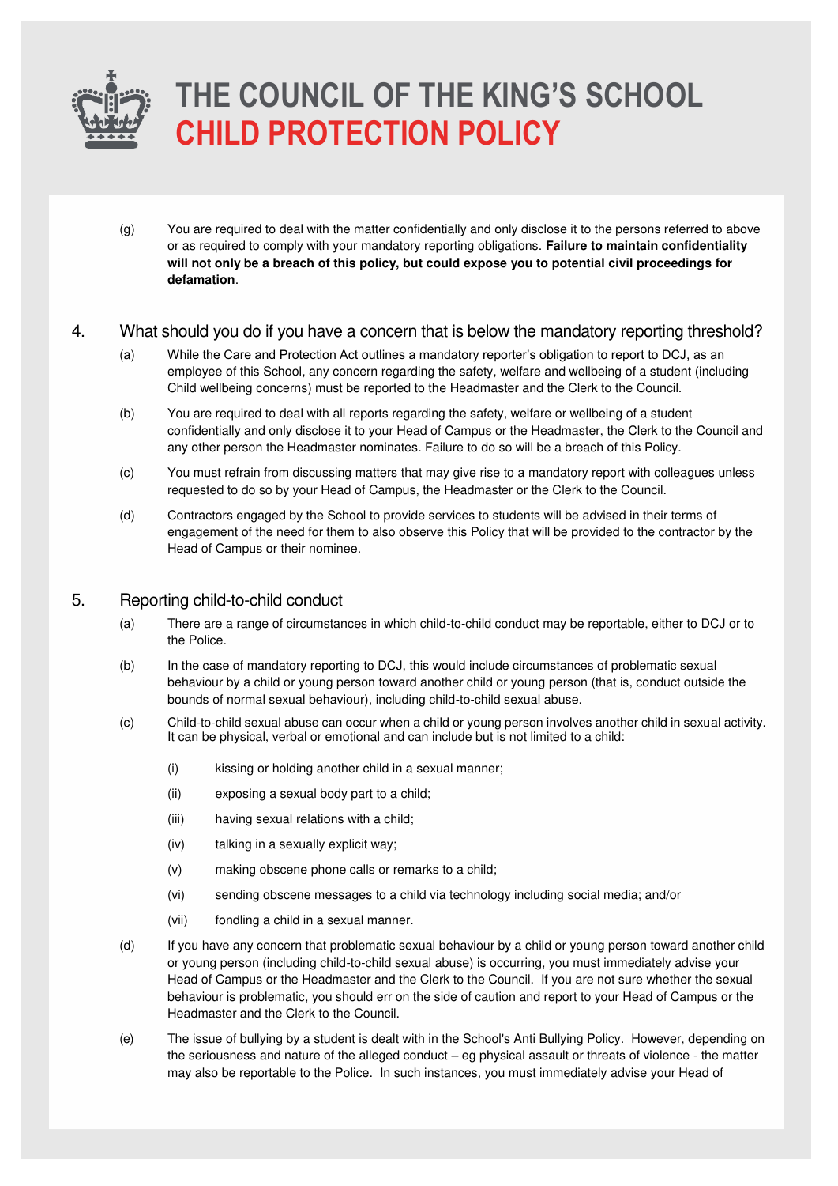(g) You are required to deal with the matter confidentially and only disclose it to the persons referred to above or as required to comply with your mandatory reporting obligations. **Failure to maintain confidentiality will not only be a breach of this policy, but could expose you to potential civil proceedings for defamation**.

## 4. What should you do if you have a concern that is below the mandatory reporting threshold?

(a) While the Care and Protection Act outlines a mandatory reporter's obligation to report to DCJ, as an employee of this School, any concern regarding the safety, welfare and wellbeing of a student (including Child wellbeing concerns) must be reported to the Headmaster and the Clerk to the Council.

(b) You are required to deal with all reports regarding the safety, welfare or wellbeing of a student confidentially and only disclose it to your Head of Campus or the Headmaster, the Clerk to the Council and any other person the Headmaster nominates. Failure to do so will be a breach of this Policy.

(c) You must refrain from discussing matters that may give rise to a mandatory report with colleagues unless requested to do so by your Head of Campus, the Headmaster or the Clerk to the Council.

(d) Contractors engaged by the School to provide services to students will be advised in their terms of engagement of the need for them to also observe this Policy that will be provided to the contractor by the Head of Campus or their nominee.

## 5. Reporting child-to-child conduct

(a) There are a range of circumstances in which child-to-child conduct may be reportable, either to DCJ or to the Police.

(b) In the case of mandatory reporting to DCJ, this would include circumstances of problematic sexual behaviour by a child or young person toward another child or young person (that is, conduct outside the bounds of normal sexual behaviour), including child-to-child sexual abuse.

(c) Child-to-child sexual abuse can occur when a child or young person involves another child in sexual activity. It can be physical, verbal or emotional and can include but is not limited to a child:

- (i) kissing or holding another child in a sexual manner;
- (ii) exposing a sexual body part to a child;
- (iii) having sexual relations with a child;
- (iv) talking in a sexually explicit way;
- (v) making obscene phone calls or remarks to a child;
- (vi) sending obscene messages to a child via technology including social media; and/or
- (vii) fondling a child in a sexual manner.

(d) If you have any concern that problematic sexual behaviour by a child or young person toward another child or young person (including child-to-child sexual abuse) is occurring, you must immediately advise your Head of Campus or the Headmaster and the Clerk to the Council. If you are not sure whether the sexual behaviour is problematic, you should err on the side of caution and report to your Head of Campus or the Headmaster and the Clerk to the Council.

(e) The issue of bullying by a student is dealt with in the School's Anti Bullying Policy. However, depending on the seriousness and nature of the alleged conduct – eg physical assault or threats of violence - the matter may also be reportable to the Police. In such instances, you must immediately advise your Head of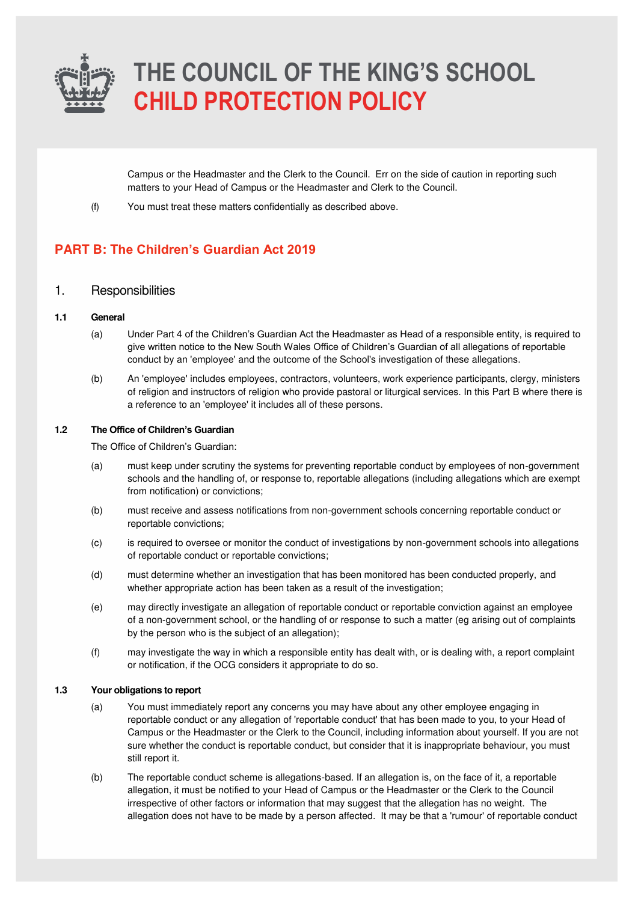Campus or the Headmaster and the Clerk to the Council. Err on the side of caution in reporting such matters to your Head of Campus or the Headmaster and Clerk to the Council.

(f) You must treat these matters confidentially as described above.

## PART B: The Children's Guardian Act 2019

### 1. Responsibilities

#### 1.1 General

(a) Under Part 4 of the Children's Guardian Act the Headmaster as Head of a responsible entity, is required to give written notice to the New South Wales Office of Children's Guardian of all allegations of reportable conduct by an 'employee' and the outcome of the School's investigation of these allegations.

(b) An 'employee' includes employees, contractors, volunteers, work experience participants, clergy, ministers of religion and instructors of religion who provide pastoral or liturgical services. In this Part B where there is a reference to an 'employee' it includes all of these persons.

#### 1.2 The Office of Children's Guardian

The Office of Children's Guardian:

(a) must keep under scrutiny the systems for preventing reportable conduct by employees of non-government schools and the handling of, or response to, reportable allegations (including allegations which are exempt from notification) or convictions;

(b) must receive and assess notifications from non-government schools concerning reportable conduct or reportable convictions;

(c) is required to oversee or monitor the conduct of investigations by non-government schools into allegations of reportable conduct or reportable convictions;

(d) must determine whether an investigation that has been monitored has been conducted properly, and whether appropriate action has been taken as a result of the investigation;

(e) may directly investigate an allegation of reportable conduct or reportable conviction against an employee of a non-government school, or the handling of or response to such a matter (eg arising out of complaints by the person who is the subject of an allegation);

(f) may investigate the way in which a responsible entity has dealt with, or is dealing with, a report complaint or notification, if the OCG considers it appropriate to do so.

#### 1.3 Your obligations to report

(a) You must immediately report any concerns you may have about any other employee engaging in reportable conduct or any allegation of 'reportable conduct' that has been made to you, to your Head of Campus or the Headmaster or the Clerk to the Council, including information about yourself. If you are not sure whether the conduct is reportable conduct, but consider that it is inappropriate behaviour, you must still report it.

(b) The reportable conduct scheme is allegations-based. If an allegation is, on the face of it, a reportable allegation, it must be notified to your Head of Campus or the Headmaster or the Clerk to the Council irrespective of other factors or information that may suggest that the allegation has no weight. The allegation does not have to be made by a person affected. It may be that a 'rumour' of reportable conduct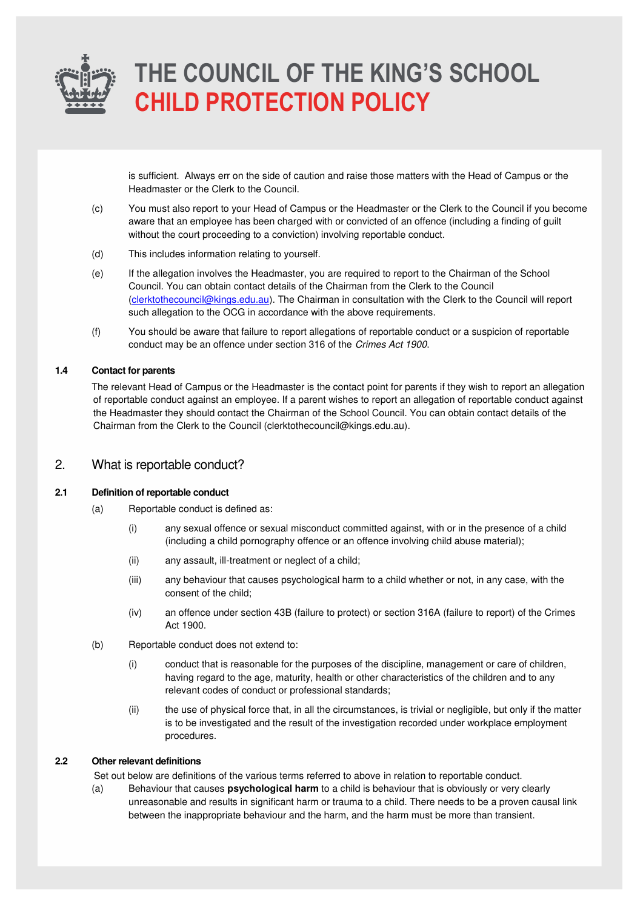is sufficient. Always err on the side of caution and raise those matters with the Head of Campus or the Headmaster or the Clerk to the Council.

(c) You must also report to your Head of Campus or the Headmaster or the Clerk to the Council if you become aware that an employee has been charged with or convicted of an offence (including a finding of guilt without the court proceeding to a conviction) involving reportable conduct.

(d) This includes information relating to yourself.

(e) If the allegation involves the Headmaster, you are required to report to the Chairman of the School Council. You can obtain contact details of the Chairman from the Clerk to the Council (clerktothecouncil@kings.edu.au). The Chairman in consultation with the Clerk to the Council will report such allegation to the OCG in accordance with the above requirements.

(f) You should be aware that failure to report allegations of reportable conduct or a suspicion of reportable conduct may be an offence under section 316 of the *Crimes Act 1900*.

### 1.4 Contact for parents

The relevant Head of Campus or the Headmaster is the contact point for parents if they wish to report an allegation of reportable conduct against an employee. If a parent wishes to report an allegation of reportable conduct against the Headmaster they should contact the Chairman of the School Council. You can obtain contact details of the Chairman from the Clerk to the Council (clerktothecouncil@kings.edu.au).

## 2. What is reportable conduct?

### 2.1 Definition of reportable conduct

(a) Reportable conduct is defined as:

- (i) any sexual offence or sexual misconduct committed against, with or in the presence of a child (including a child pornography offence or an offence involving child abuse material);
- (ii) any assault, ill-treatment or neglect of a child;
- (iii) any behaviour that causes psychological harm to a child whether or not, in any case, with the consent of the child;
- (iv) an offence under section 43B (failure to protect) or section 316A (failure to report) of the Crimes Act 1900.

(b) Reportable conduct does not extend to:

- (i) conduct that is reasonable for the purposes of the discipline, management or care of children, having regard to the age, maturity, health or other characteristics of the children and to any relevant codes of conduct or professional standards;
- (ii) the use of physical force that, in all the circumstances, is trivial or negligible, but only if the matter is to be investigated and the result of the investigation recorded under workplace employment procedures.

### 2.2 Other relevant definitions

Set out below are definitions of the various terms referred to above in relation to reportable conduct.

(a) Behaviour that causes **psychological harm** to a child is behaviour that is obviously or very clearly unreasonable and results in significant harm or trauma to a child. There needs to be a proven causal link between the inappropriate behaviour and the harm, and the harm must be more than transient.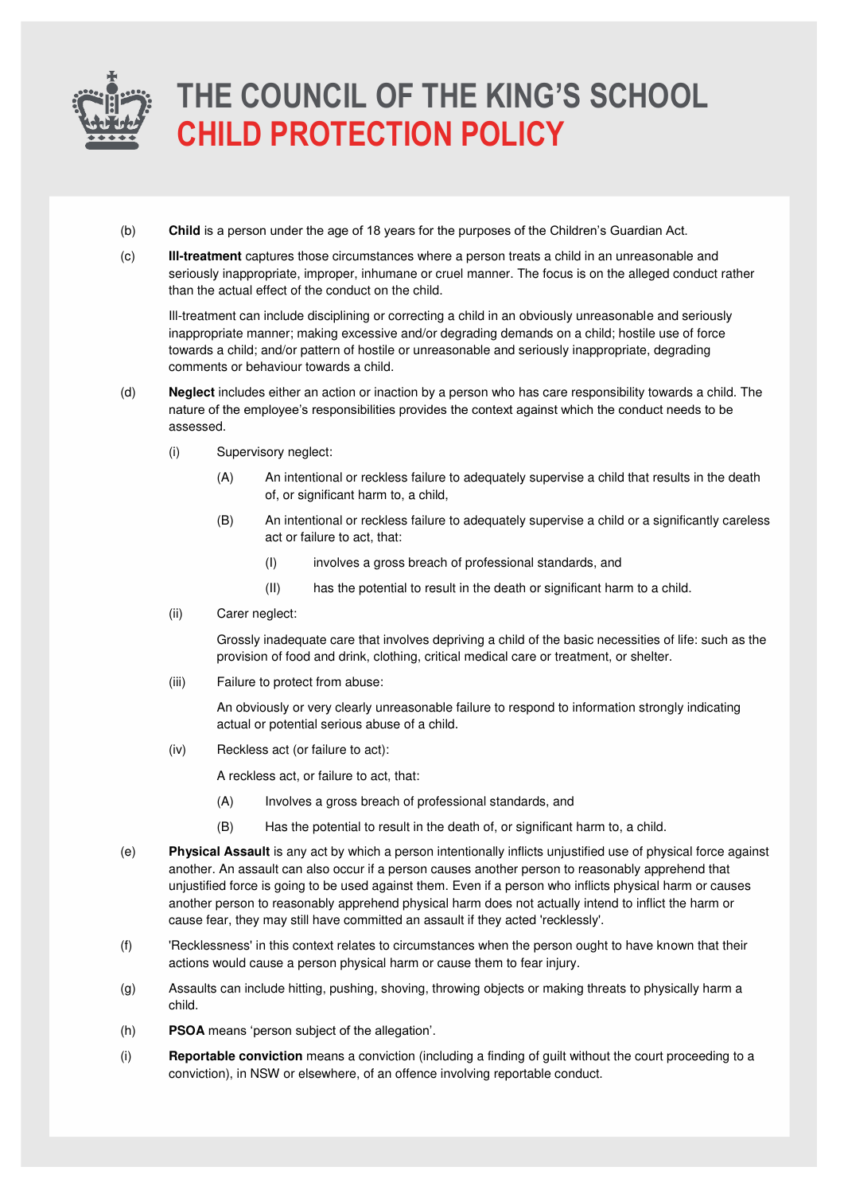(b) **Child** is a person under the age of 18 years for the purposes of the Children's Guardian Act.

(c) **Ill-treatment** captures those circumstances where a person treats a child in an unreasonable and seriously inappropriate, improper, inhumane or cruel manner. The focus is on the alleged conduct rather than the actual effect of the conduct on the child.

Ill-treatment can include disciplining or correcting a child in an obviously unreasonable and seriously inappropriate manner; making excessive and/or degrading demands on a child; hostile use of force towards a child; and/or pattern of hostile or unreasonable and seriously inappropriate, degrading comments or behaviour towards a child.

(d) **Neglect** includes either an action or inaction by a person who has care responsibility towards a child. The nature of the employee's responsibilities provides the context against which the conduct needs to be assessed.

(i) Supervisory neglect:

(A) An intentional or reckless failure to adequately supervise a child that results in the death of, or significant harm to, a child,

(B) An intentional or reckless failure to adequately supervise a child or a significantly careless act or failure to act, that:

(I) involves a gross breach of professional standards, and

(II) has the potential to result in the death or significant harm to a child.

(ii) Carer neglect:

Grossly inadequate care that involves depriving a child of the basic necessities of life: such as the provision of food and drink, clothing, critical medical care or treatment, or shelter.

(iii) Failure to protect from abuse:

An obviously or very clearly unreasonable failure to respond to information strongly indicating actual or potential serious abuse of a child.

(iv) Reckless act (or failure to act):

A reckless act, or failure to act, that:

(A) Involves a gross breach of professional standards, and

(B) Has the potential to result in the death of, or significant harm to, a child.

(e) **Physical Assault** is any act by which a person intentionally inflicts unjustified use of physical force against another. An assault can also occur if a person causes another person to reasonably apprehend that unjustified force is going to be used against them. Even if a person who inflicts physical harm or causes another person to reasonably apprehend physical harm does not actually intend to inflict the harm or cause fear, they may still have committed an assault if they acted 'recklessly'.

(f) 'Recklessness' in this context relates to circumstances when the person ought to have known that their actions would cause a person physical harm or cause them to fear injury.

(g) Assaults can include hitting, pushing, shoving, throwing objects or making threats to physically harm a child.

(h) **PSOA** means 'person subject of the allegation'.

(i) **Reportable conviction** means a conviction (including a finding of guilt without the court proceeding to a conviction), in NSW or elsewhere, of an offence involving reportable conduct.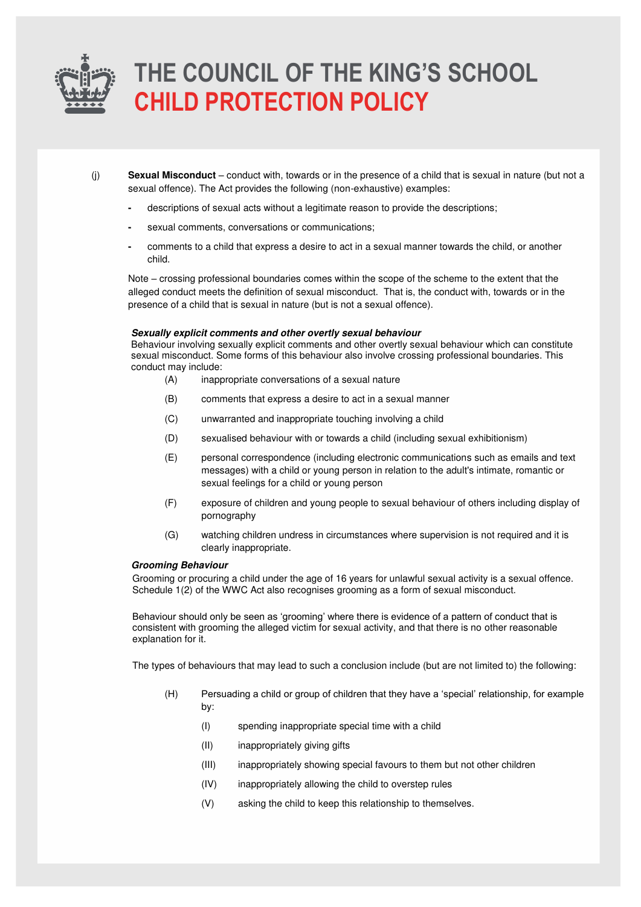(j) **Sexual Misconduct** – conduct with, towards or in the presence of a child that is sexual in nature (but not a sexual offence). The Act provides the following (non-exhaustive) examples:

- descriptions of sexual acts without a legitimate reason to provide the descriptions;
- sexual comments, conversations or communications;
- comments to a child that express a desire to act in a sexual manner towards the child, or another child.

Note – crossing professional boundaries comes within the scope of the scheme to the extent that the alleged conduct meets the definition of sexual misconduct. That is, the conduct with, towards or in the presence of a child that is sexual in nature (but is not a sexual offence).

***Sexually explicit comments and other overtly sexual behaviour***

Behaviour involving sexually explicit comments and other overtly sexual behaviour which can constitute sexual misconduct. Some forms of this behaviour also involve crossing professional boundaries. This conduct may include:

(A) inappropriate conversations of a sexual nature

(B) comments that express a desire to act in a sexual manner

(C) unwarranted and inappropriate touching involving a child

(D) sexualised behaviour with or towards a child (including sexual exhibitionism)

(E) personal correspondence (including electronic communications such as emails and text messages) with a child or young person in relation to the adult's intimate, romantic or sexual feelings for a child or young person

(F) exposure of children and young people to sexual behaviour of others including display of pornography

(G) watching children undress in circumstances where supervision is not required and it is clearly inappropriate.

***Grooming Behaviour***

Grooming or procuring a child under the age of 16 years for unlawful sexual activity is a sexual offence. Schedule 1(2) of the WWC Act also recognises grooming as a form of sexual misconduct.

Behaviour should only be seen as 'grooming' where there is evidence of a pattern of conduct that is consistent with grooming the alleged victim for sexual activity, and that there is no other reasonable explanation for it.

The types of behaviours that may lead to such a conclusion include (but are not limited to) the following:

(H) Persuading a child or group of children that they have a 'special' relationship, for example by:

   (I) spending inappropriate special time with a child

   (II) inappropriately giving gifts

   (III) inappropriately showing special favours to them but not other children

   (IV) inappropriately allowing the child to overstep rules

   (V) asking the child to keep this relationship to themselves.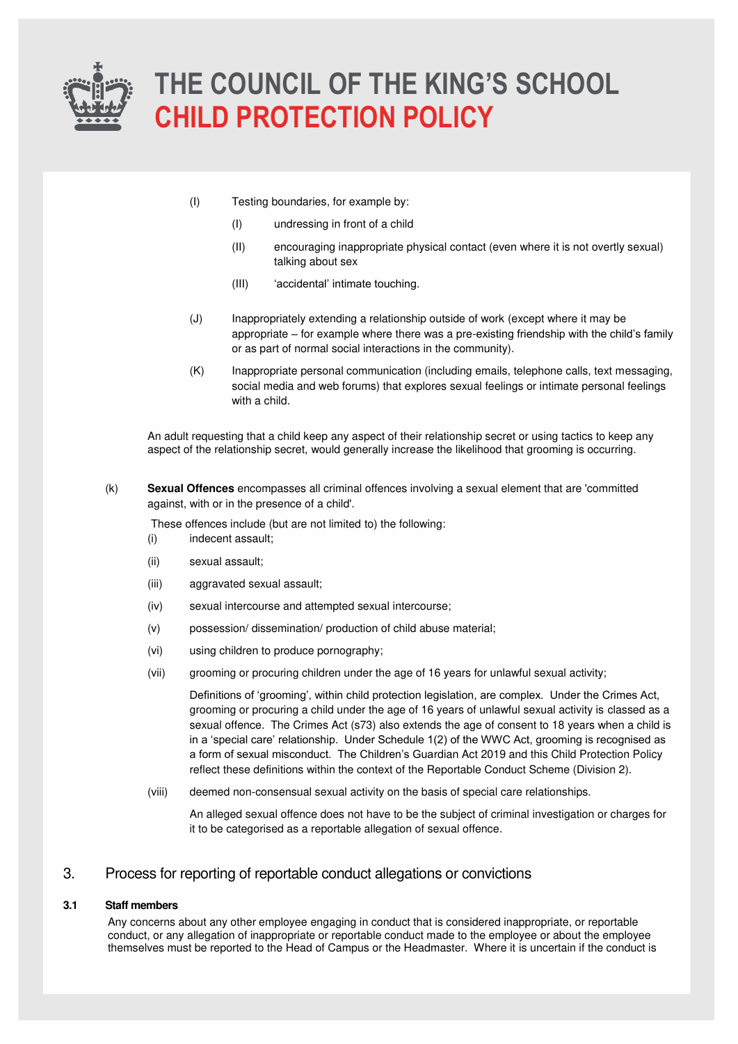(I) Testing boundaries, for example by:

- (I) undressing in front of a child
- (II) encouraging inappropriate physical contact (even where it is not overtly sexual) talking about sex
- (III) 'accidental' intimate touching.

(J) Inappropriately extending a relationship outside of work (except where it may be appropriate – for example where there was a pre-existing friendship with the child's family or as part of normal social interactions in the community).

(K) Inappropriate personal communication (including emails, telephone calls, text messaging, social media and web forums) that explores sexual feelings or intimate personal feelings with a child.

An adult requesting that a child keep any aspect of their relationship secret or using tactics to keep any aspect of the relationship secret, would generally increase the likelihood that grooming is occurring.

(k) **Sexual Offences** encompasses all criminal offences involving a sexual element that are 'committed against, with or in the presence of a child'.

These offences include (but are not limited to) the following:

- (i) indecent assault;
- (ii) sexual assault;
- (iii) aggravated sexual assault;
- (iv) sexual intercourse and attempted sexual intercourse;
- (v) possession/ dissemination/ production of child abuse material;
- (vi) using children to produce pornography;
- (vii) grooming or procuring children under the age of 16 years for unlawful sexual activity;

  Definitions of 'grooming', within child protection legislation, are complex. Under the Crimes Act, grooming or procuring a child under the age of 16 years of unlawful sexual activity is classed as a sexual offence. The Crimes Act (s73) also extends the age of consent to 18 years when a child is in a 'special care' relationship. Under Schedule 1(2) of the WWC Act, grooming is recognised as a form of sexual misconduct. The Children's Guardian Act 2019 and this Child Protection Policy reflect these definitions within the context of the Reportable Conduct Scheme (Division 2).

- (viii) deemed non-consensual sexual activity on the basis of special care relationships.

  An alleged sexual offence does not have to be the subject of criminal investigation or charges for it to be categorised as a reportable allegation of sexual offence.

## 3. Process for reporting of reportable conduct allegations or convictions

### 3.1 Staff members

Any concerns about any other employee engaging in conduct that is considered inappropriate, or reportable conduct, or any allegation of inappropriate or reportable conduct made to the employee or about the employee themselves must be reported to the Head of Campus or the Headmaster. Where it is uncertain if the conduct is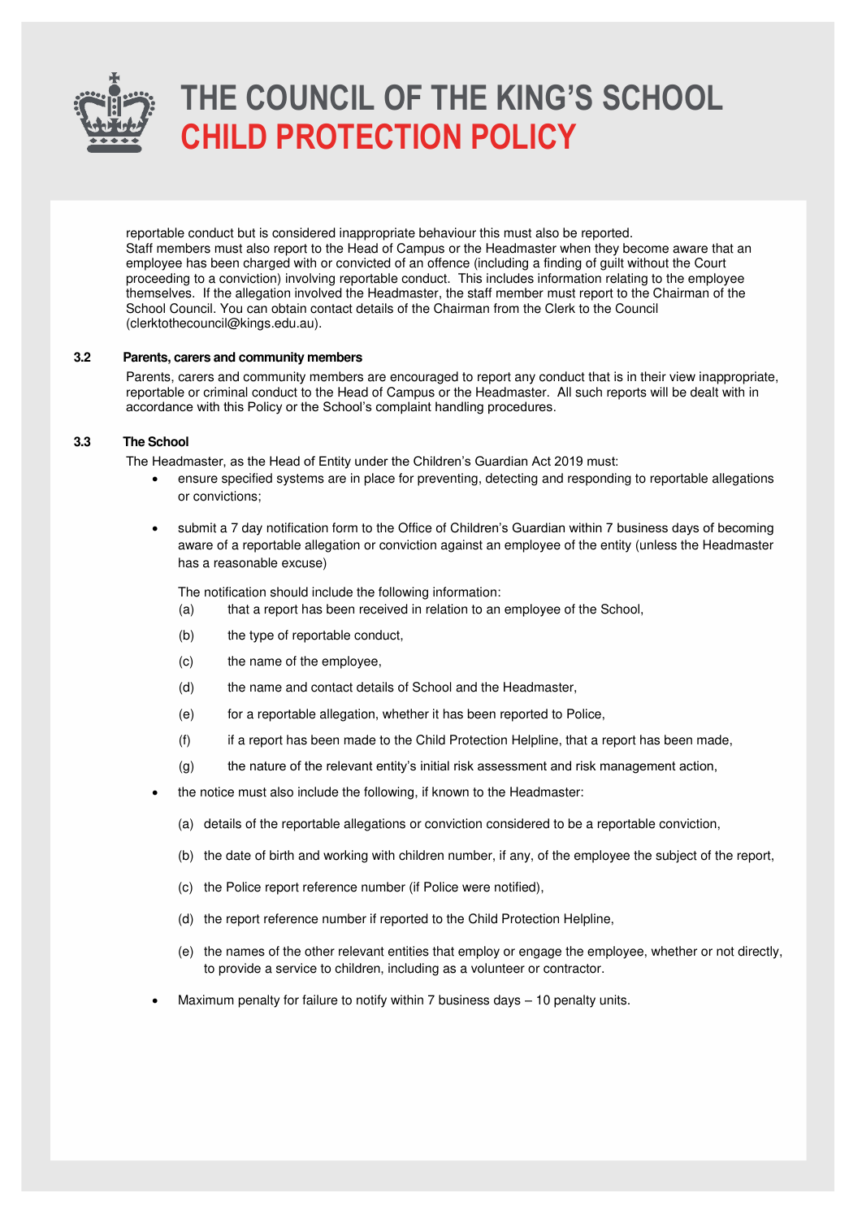reportable conduct but is considered inappropriate behaviour this must also be reported.
Staff members must also report to the Head of Campus or the Headmaster when they become aware that an employee has been charged with or convicted of an offence (including a finding of guilt without the Court proceeding to a conviction) involving reportable conduct. This includes information relating to the employee themselves. If the allegation involved the Headmaster, the staff member must report to the Chairman of the School Council. You can obtain contact details of the Chairman from the Clerk to the Council (clerktothecouncil@kings.edu.au).

### 3.2 Parents, carers and community members

Parents, carers and community members are encouraged to report any conduct that is in their view inappropriate, reportable or criminal conduct to the Head of Campus or the Headmaster. All such reports will be dealt with in accordance with this Policy or the School's complaint handling procedures.

### 3.3 The School

The Headmaster, as the Head of Entity under the Children's Guardian Act 2019 must:

- ensure specified systems are in place for preventing, detecting and responding to reportable allegations or convictions;
- submit a 7 day notification form to the Office of Children's Guardian within 7 business days of becoming aware of a reportable allegation or conviction against an employee of the entity (unless the Headmaster has a reasonable excuse)

  The notification should include the following information:

  (a) that a report has been received in relation to an employee of the School,

  (b) the type of reportable conduct,

  (c) the name of the employee,

  (d) the name and contact details of School and the Headmaster,

  (e) for a reportable allegation, whether it has been reported to Police,

  (f) if a report has been made to the Child Protection Helpline, that a report has been made,

  (g) the nature of the relevant entity's initial risk assessment and risk management action,

- the notice must also include the following, if known to the Headmaster:

  (a) details of the reportable allegations or conviction considered to be a reportable conviction,

  (b) the date of birth and working with children number, if any, of the employee the subject of the report,

  (c) the Police report reference number (if Police were notified),

  (d) the report reference number if reported to the Child Protection Helpline,

  (e) the names of the other relevant entities that employ or engage the employee, whether or not directly, to provide a service to children, including as a volunteer or contractor.

- Maximum penalty for failure to notify within 7 business days – 10 penalty units.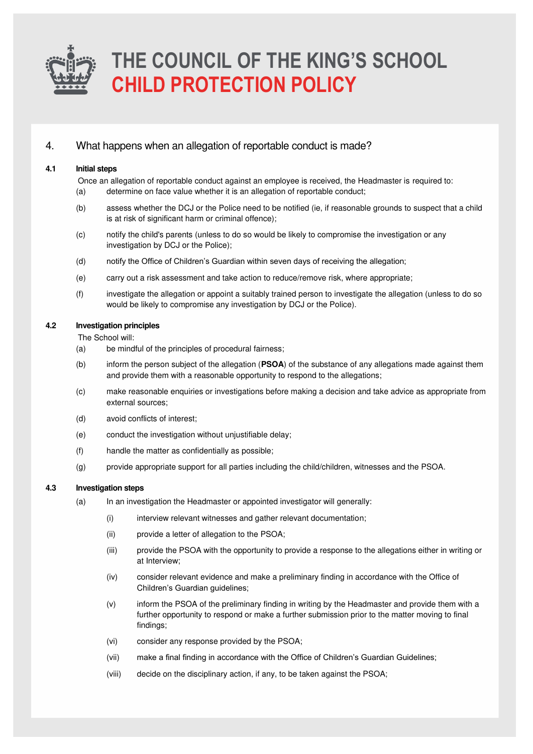## 4. What happens when an allegation of reportable conduct is made?

### 4.1 Initial steps

Once an allegation of reportable conduct against an employee is received, the Headmaster is required to:

(a) determine on face value whether it is an allegation of reportable conduct;

(b) assess whether the DCJ or the Police need to be notified (ie, if reasonable grounds to suspect that a child is at risk of significant harm or criminal offence);

(c) notify the child's parents (unless to do so would be likely to compromise the investigation or any investigation by DCJ or the Police);

(d) notify the Office of Children's Guardian within seven days of receiving the allegation;

(e) carry out a risk assessment and take action to reduce/remove risk, where appropriate;

(f) investigate the allegation or appoint a suitably trained person to investigate the allegation (unless to do so would be likely to compromise any investigation by DCJ or the Police).

### 4.2 Investigation principles

The School will:

(a) be mindful of the principles of procedural fairness;

(b) inform the person subject of the allegation (**PSOA**) of the substance of any allegations made against them and provide them with a reasonable opportunity to respond to the allegations;

(c) make reasonable enquiries or investigations before making a decision and take advice as appropriate from external sources;

(d) avoid conflicts of interest;

(e) conduct the investigation without unjustifiable delay;

(f) handle the matter as confidentially as possible;

(g) provide appropriate support for all parties including the child/children, witnesses and the PSOA.

### 4.3 Investigation steps

(a) In an investigation the Headmaster or appointed investigator will generally:

(i) interview relevant witnesses and gather relevant documentation;

(ii) provide a letter of allegation to the PSOA;

(iii) provide the PSOA with the opportunity to provide a response to the allegations either in writing or at Interview;

(iv) consider relevant evidence and make a preliminary finding in accordance with the Office of Children's Guardian guidelines;

(v) inform the PSOA of the preliminary finding in writing by the Headmaster and provide them with a further opportunity to respond or make a further submission prior to the matter moving to final findings;

(vi) consider any response provided by the PSOA;

(vii) make a final finding in accordance with the Office of Children's Guardian Guidelines;

(viii) decide on the disciplinary action, if any, to be taken against the PSOA;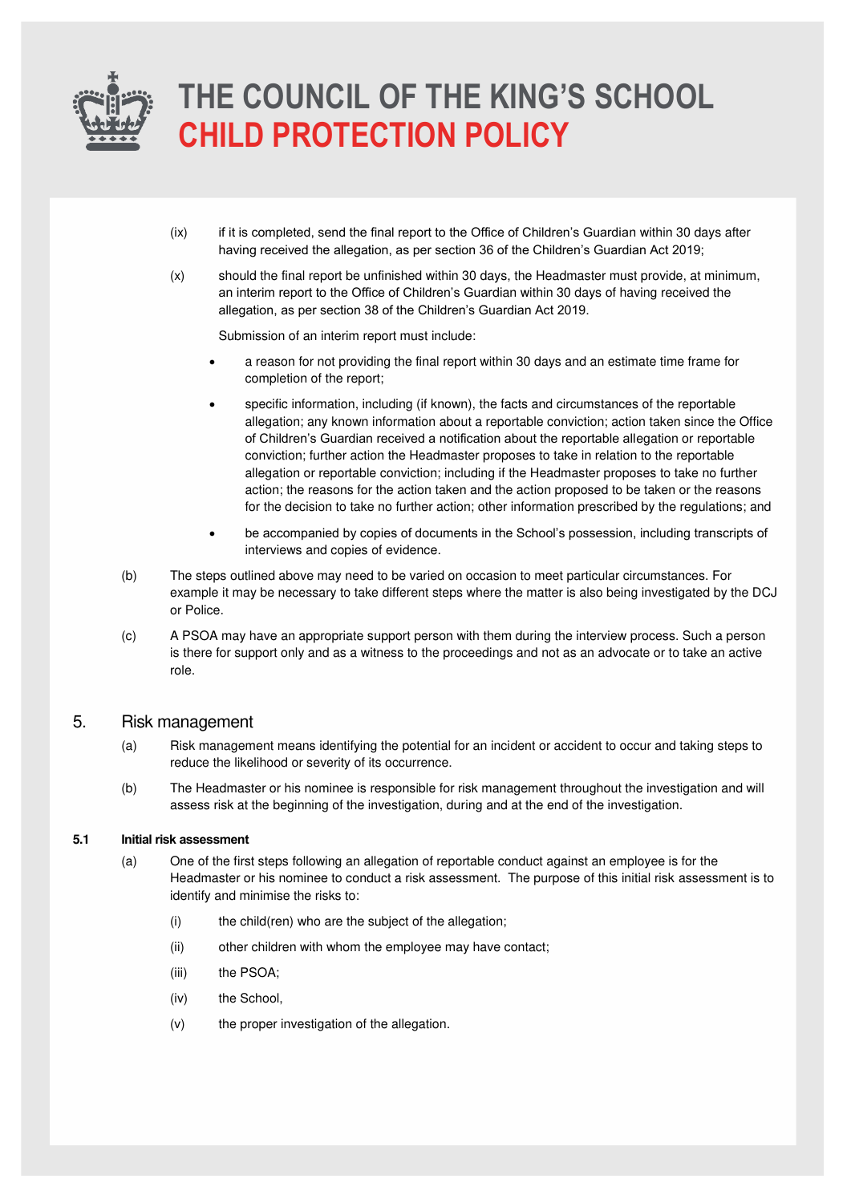(ix) if it is completed, send the final report to the Office of Children's Guardian within 30 days after having received the allegation, as per section 36 of the Children's Guardian Act 2019;

(x) should the final report be unfinished within 30 days, the Headmaster must provide, at minimum, an interim report to the Office of Children's Guardian within 30 days of having received the allegation, as per section 38 of the Children's Guardian Act 2019.

Submission of an interim report must include:

- a reason for not providing the final report within 30 days and an estimate time frame for completion of the report;
- specific information, including (if known), the facts and circumstances of the reportable allegation; any known information about a reportable conviction; action taken since the Office of Children's Guardian received a notification about the reportable allegation or reportable conviction; further action the Headmaster proposes to take in relation to the reportable allegation or reportable conviction; including if the Headmaster proposes to take no further action; the reasons for the action taken and the action proposed to be taken or the reasons for the decision to take no further action; other information prescribed by the regulations; and
- be accompanied by copies of documents in the School's possession, including transcripts of interviews and copies of evidence.

(b) The steps outlined above may need to be varied on occasion to meet particular circumstances. For example it may be necessary to take different steps where the matter is also being investigated by the DCJ or Police.

(c) A PSOA may have an appropriate support person with them during the interview process. Such a person is there for support only and as a witness to the proceedings and not as an advocate or to take an active role.

## 5. Risk management

(a) Risk management means identifying the potential for an incident or accident to occur and taking steps to reduce the likelihood or severity of its occurrence.

(b) The Headmaster or his nominee is responsible for risk management throughout the investigation and will assess risk at the beginning of the investigation, during and at the end of the investigation.

### 5.1 Initial risk assessment

(a) One of the first steps following an allegation of reportable conduct against an employee is for the Headmaster or his nominee to conduct a risk assessment. The purpose of this initial risk assessment is to identify and minimise the risks to:

(i) the child(ren) who are the subject of the allegation;

(ii) other children with whom the employee may have contact;

(iii) the PSOA;

(iv) the School,

(v) the proper investigation of the allegation.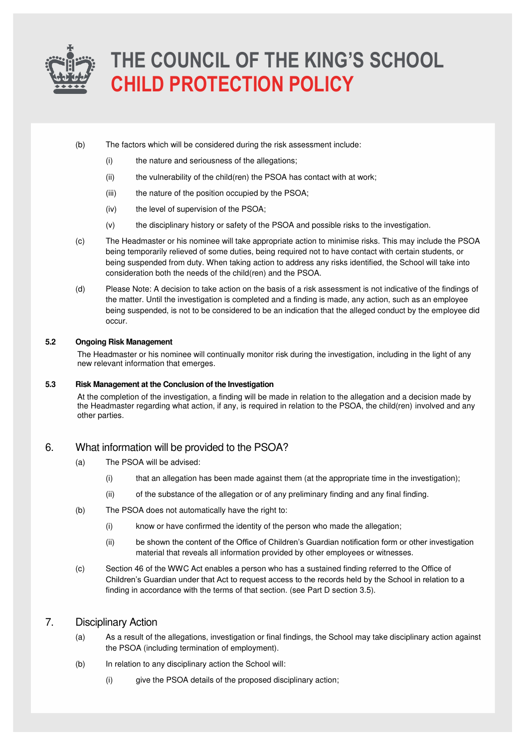(b) The factors which will be considered during the risk assessment include:

(i) the nature and seriousness of the allegations;

(ii) the vulnerability of the child(ren) the PSOA has contact with at work;

(iii) the nature of the position occupied by the PSOA;

(iv) the level of supervision of the PSOA;

(v) the disciplinary history or safety of the PSOA and possible risks to the investigation.

(c) The Headmaster or his nominee will take appropriate action to minimise risks. This may include the PSOA being temporarily relieved of some duties, being required not to have contact with certain students, or being suspended from duty. When taking action to address any risks identified, the School will take into consideration both the needs of the child(ren) and the PSOA.

(d) Please Note: A decision to take action on the basis of a risk assessment is not indicative of the findings of the matter. Until the investigation is completed and a finding is made, any action, such as an employee being suspended, is not to be considered to be an indication that the alleged conduct by the employee did occur.

**5.2 Ongoing Risk Management**

The Headmaster or his nominee will continually monitor risk during the investigation, including in the light of any new relevant information that emerges.

**5.3 Risk Management at the Conclusion of the Investigation**

At the completion of the investigation, a finding will be made in relation to the allegation and a decision made by the Headmaster regarding what action, if any, is required in relation to the PSOA, the child(ren) involved and any other parties.

## 6. What information will be provided to the PSOA?

(a) The PSOA will be advised:

(i) that an allegation has been made against them (at the appropriate time in the investigation);

(ii) of the substance of the allegation or of any preliminary finding and any final finding.

(b) The PSOA does not automatically have the right to:

(i) know or have confirmed the identity of the person who made the allegation;

(ii) be shown the content of the Office of Children's Guardian notification form or other investigation material that reveals all information provided by other employees or witnesses.

(c) Section 46 of the WWC Act enables a person who has a sustained finding referred to the Office of Children's Guardian under that Act to request access to the records held by the School in relation to a finding in accordance with the terms of that section. (see Part D section 3.5).

## 7. Disciplinary Action

(a) As a result of the allegations, investigation or final findings, the School may take disciplinary action against the PSOA (including termination of employment).

(b) In relation to any disciplinary action the School will:

(i) give the PSOA details of the proposed disciplinary action;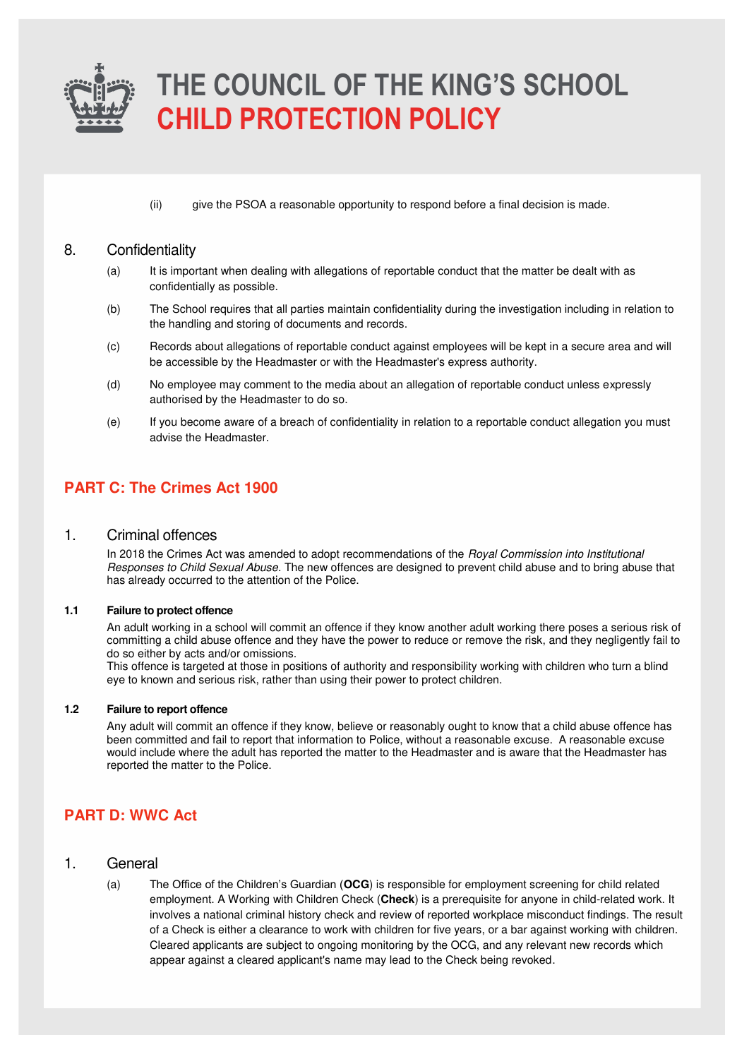(ii) give the PSOA a reasonable opportunity to respond before a final decision is made.

## 8. Confidentiality

(a) It is important when dealing with allegations of reportable conduct that the matter be dealt with as confidentially as possible.

(b) The School requires that all parties maintain confidentiality during the investigation including in relation to the handling and storing of documents and records.

(c) Records about allegations of reportable conduct against employees will be kept in a secure area and will be accessible by the Headmaster or with the Headmaster's express authority.

(d) No employee may comment to the media about an allegation of reportable conduct unless expressly authorised by the Headmaster to do so.

(e) If you become aware of a breach of confidentiality in relation to a reportable conduct allegation you must advise the Headmaster.

# PART C: The Crimes Act 1900

## 1. Criminal offences

In 2018 the Crimes Act was amended to adopt recommendations of the *Royal Commission into Institutional Responses to Child Sexual Abuse*. The new offences are designed to prevent child abuse and to bring abuse that has already occurred to the attention of the Police.

### 1.1 Failure to protect offence

An adult working in a school will commit an offence if they know another adult working there poses a serious risk of committing a child abuse offence and they have the power to reduce or remove the risk, and they negligently fail to do so either by acts and/or omissions.

This offence is targeted at those in positions of authority and responsibility working with children who turn a blind eye to known and serious risk, rather than using their power to protect children.

### 1.2 Failure to report offence

Any adult will commit an offence if they know, believe or reasonably ought to know that a child abuse offence has been committed and fail to report that information to Police, without a reasonable excuse. A reasonable excuse would include where the adult has reported the matter to the Headmaster and is aware that the Headmaster has reported the matter to the Police.

# PART D: WWC Act

## 1. General

(a) The Office of the Children's Guardian (**OCG**) is responsible for employment screening for child related employment. A Working with Children Check (**Check**) is a prerequisite for anyone in child-related work. It involves a national criminal history check and review of reported workplace misconduct findings. The result of a Check is either a clearance to work with children for five years, or a bar against working with children. Cleared applicants are subject to ongoing monitoring by the OCG, and any relevant new records which appear against a cleared applicant's name may lead to the Check being revoked.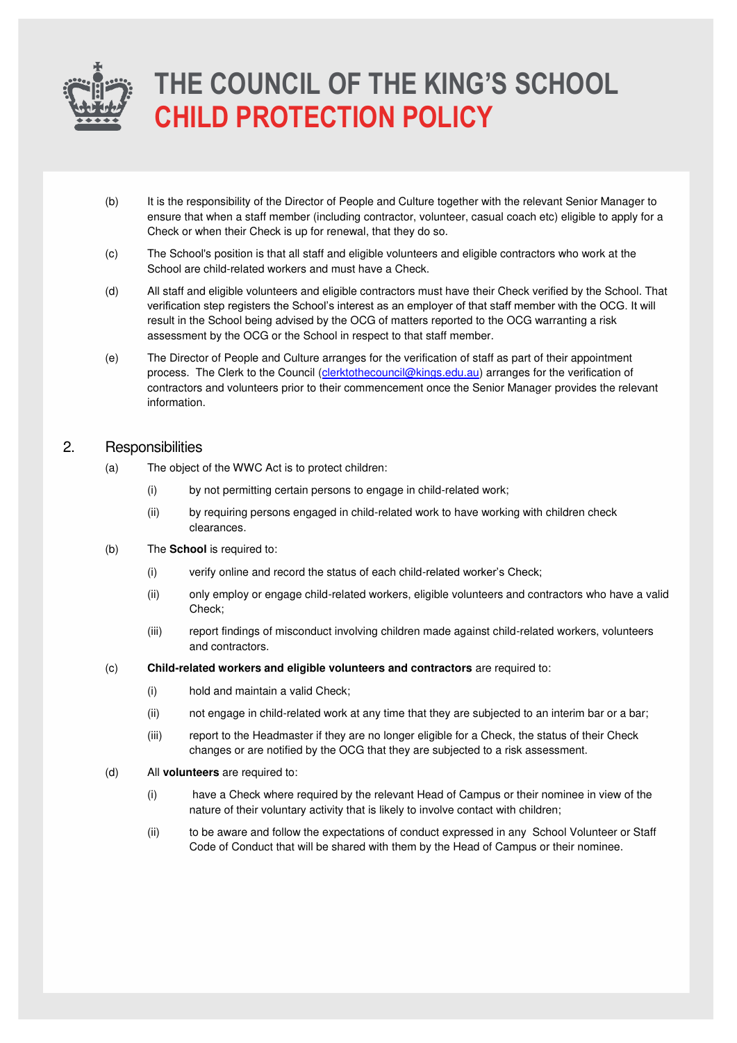(b) It is the responsibility of the Director of People and Culture together with the relevant Senior Manager to ensure that when a staff member (including contractor, volunteer, casual coach etc) eligible to apply for a Check or when their Check is up for renewal, that they do so.

(c) The School's position is that all staff and eligible volunteers and eligible contractors who work at the School are child-related workers and must have a Check.

(d) All staff and eligible volunteers and eligible contractors must have their Check verified by the School. That verification step registers the School's interest as an employer of that staff member with the OCG. It will result in the School being advised by the OCG of matters reported to the OCG warranting a risk assessment by the OCG or the School in respect to that staff member.

(e) The Director of People and Culture arranges for the verification of staff as part of their appointment process. The Clerk to the Council (clerktothecouncil@kings.edu.au) arranges for the verification of contractors and volunteers prior to their commencement once the Senior Manager provides the relevant information.

## 2. Responsibilities

(a) The object of the WWC Act is to protect children:

- (i) by not permitting certain persons to engage in child-related work;
- (ii) by requiring persons engaged in child-related work to have working with children check clearances.

(b) The **School** is required to:

- (i) verify online and record the status of each child-related worker's Check;
- (ii) only employ or engage child-related workers, eligible volunteers and contractors who have a valid Check;
- (iii) report findings of misconduct involving children made against child-related workers, volunteers and contractors.

(c) **Child-related workers and eligible volunteers and contractors** are required to:

- (i) hold and maintain a valid Check;
- (ii) not engage in child-related work at any time that they are subjected to an interim bar or a bar;
- (iii) report to the Headmaster if they are no longer eligible for a Check, the status of their Check changes or are notified by the OCG that they are subjected to a risk assessment.

(d) All **volunteers** are required to:

- (i) have a Check where required by the relevant Head of Campus or their nominee in view of the nature of their voluntary activity that is likely to involve contact with children;
- (ii) to be aware and follow the expectations of conduct expressed in any School Volunteer or Staff Code of Conduct that will be shared with them by the Head of Campus or their nominee.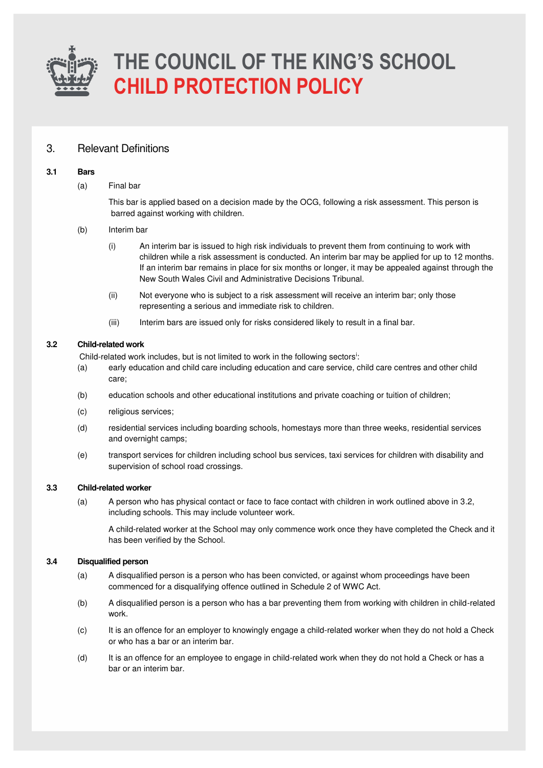# THE COUNCIL OF THE KING'S SCHOOL
# CHILD PROTECTION POLICY

## 3. Relevant Definitions

### 3.1 Bars

(a) Final bar

This bar is applied based on a decision made by the OCG, following a risk assessment. This person is barred against working with children.

(b) Interim bar

(i) An interim bar is issued to high risk individuals to prevent them from continuing to work with children while a risk assessment is conducted. An interim bar may be applied for up to 12 months. If an interim bar remains in place for six months or longer, it may be appealed against through the New South Wales Civil and Administrative Decisions Tribunal.

(ii) Not everyone who is subject to a risk assessment will receive an interim bar; only those representing a serious and immediate risk to children.

(iii) Interim bars are issued only for risks considered likely to result in a final bar.

### 3.2 Child-related work

Child-related work includes, but is not limited to work in the following sectors[i]:

(a) early education and child care including education and care service, child care centres and other child care;

(b) education schools and other educational institutions and private coaching or tuition of children;

(c) religious services;

(d) residential services including boarding schools, homestays more than three weeks, residential services and overnight camps;

(e) transport services for children including school bus services, taxi services for children with disability and supervision of school road crossings.

### 3.3 Child-related worker

(a) A person who has physical contact or face to face contact with children in work outlined above in 3.2, including schools. This may include volunteer work.

A child-related worker at the School may only commence work once they have completed the Check and it has been verified by the School.

### 3.4 Disqualified person

(a) A disqualified person is a person who has been convicted, or against whom proceedings have been commenced for a disqualifying offence outlined in Schedule 2 of WWC Act.

(b) A disqualified person is a person who has a bar preventing them from working with children in child-related work.

(c) It is an offence for an employer to knowingly engage a child-related worker when they do not hold a Check or who has a bar or an interim bar.

(d) It is an offence for an employee to engage in child-related work when they do not hold a Check or has a bar or an interim bar.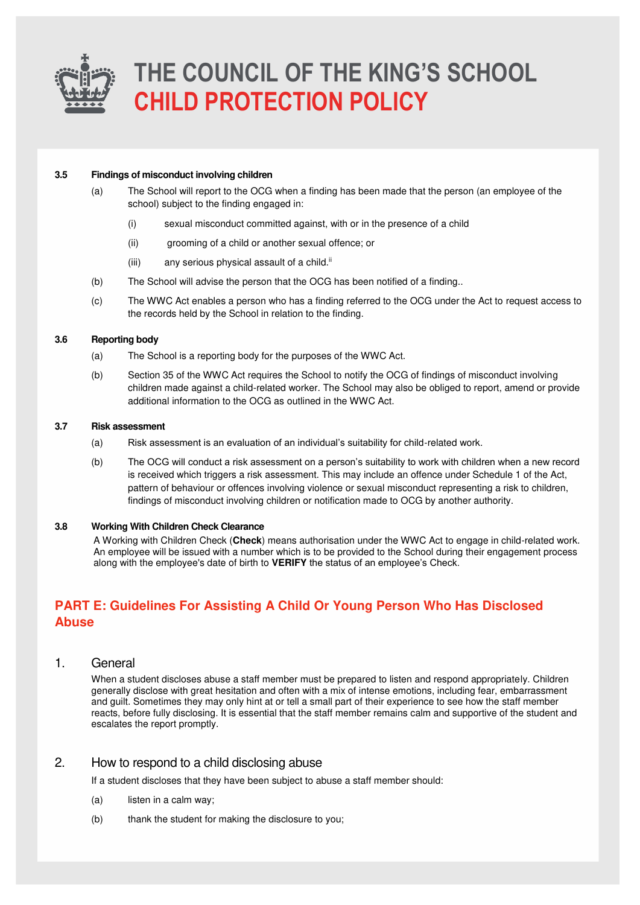**3.5 Findings of misconduct involving children**

(a) The School will report to the OCG when a finding has been made that the person (an employee of the school) subject to the finding engaged in:

(i) sexual misconduct committed against, with or in the presence of a child

(ii) grooming of a child or another sexual offence; or

(iii) any serious physical assault of a child.[ii]

(b) The School will advise the person that the OCG has been notified of a finding..

(c) The WWC Act enables a person who has a finding referred to the OCG under the Act to request access to the records held by the School in relation to the finding.

**3.6 Reporting body**

(a) The School is a reporting body for the purposes of the WWC Act.

(b) Section 35 of the WWC Act requires the School to notify the OCG of findings of misconduct involving children made against a child-related worker. The School may also be obliged to report, amend or provide additional information to the OCG as outlined in the WWC Act.

**3.7 Risk assessment**

(a) Risk assessment is an evaluation of an individual's suitability for child-related work.

(b) The OCG will conduct a risk assessment on a person's suitability to work with children when a new record is received which triggers a risk assessment. This may include an offence under Schedule 1 of the Act, pattern of behaviour or offences involving violence or sexual misconduct representing a risk to children, findings of misconduct involving children or notification made to OCG by another authority.

**3.8 Working With Children Check Clearance**

A Working with Children Check (**Check**) means authorisation under the WWC Act to engage in child-related work. An employee will be issued with a number which is to be provided to the School during their engagement process along with the employee's date of birth to **VERIFY** the status of an employee's Check.

## PART E: Guidelines For Assisting A Child Or Young Person Who Has Disclosed Abuse

### 1. General

When a student discloses abuse a staff member must be prepared to listen and respond appropriately. Children generally disclose with great hesitation and often with a mix of intense emotions, including fear, embarrassment and guilt. Sometimes they may only hint at or tell a small part of their experience to see how the staff member reacts, before fully disclosing. It is essential that the staff member remains calm and supportive of the student and escalates the report promptly.

### 2. How to respond to a child disclosing abuse

If a student discloses that they have been subject to abuse a staff member should:

(a) listen in a calm way;

(b) thank the student for making the disclosure to you;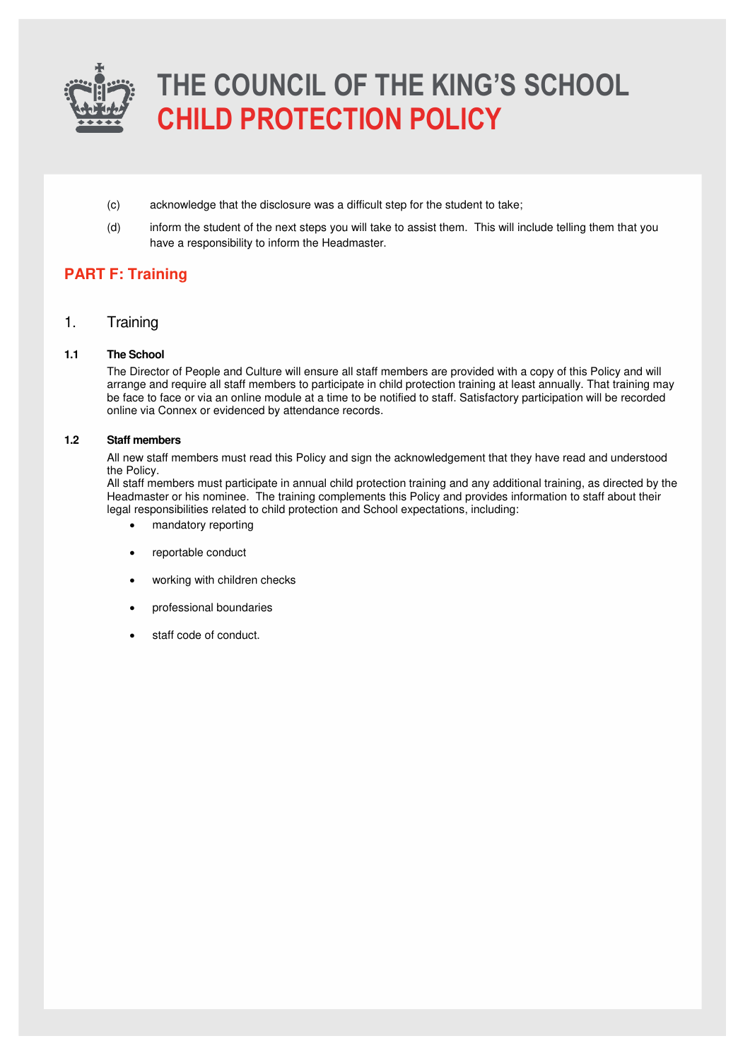(c) acknowledge that the disclosure was a difficult step for the student to take;

(d) inform the student of the next steps you will take to assist them. This will include telling them that you have a responsibility to inform the Headmaster.

## PART F: Training

### 1. Training

#### 1.1 The School

The Director of People and Culture will ensure all staff members are provided with a copy of this Policy and will arrange and require all staff members to participate in child protection training at least annually. That training may be face to face or via an online module at a time to be notified to staff. Satisfactory participation will be recorded online via Connex or evidenced by attendance records.

#### 1.2 Staff members

All new staff members must read this Policy and sign the acknowledgement that they have read and understood the Policy.

All staff members must participate in annual child protection training and any additional training, as directed by the Headmaster or his nominee. The training complements this Policy and provides information to staff about their legal responsibilities related to child protection and School expectations, including:

- mandatory reporting
- reportable conduct
- working with children checks
- professional boundaries
- staff code of conduct.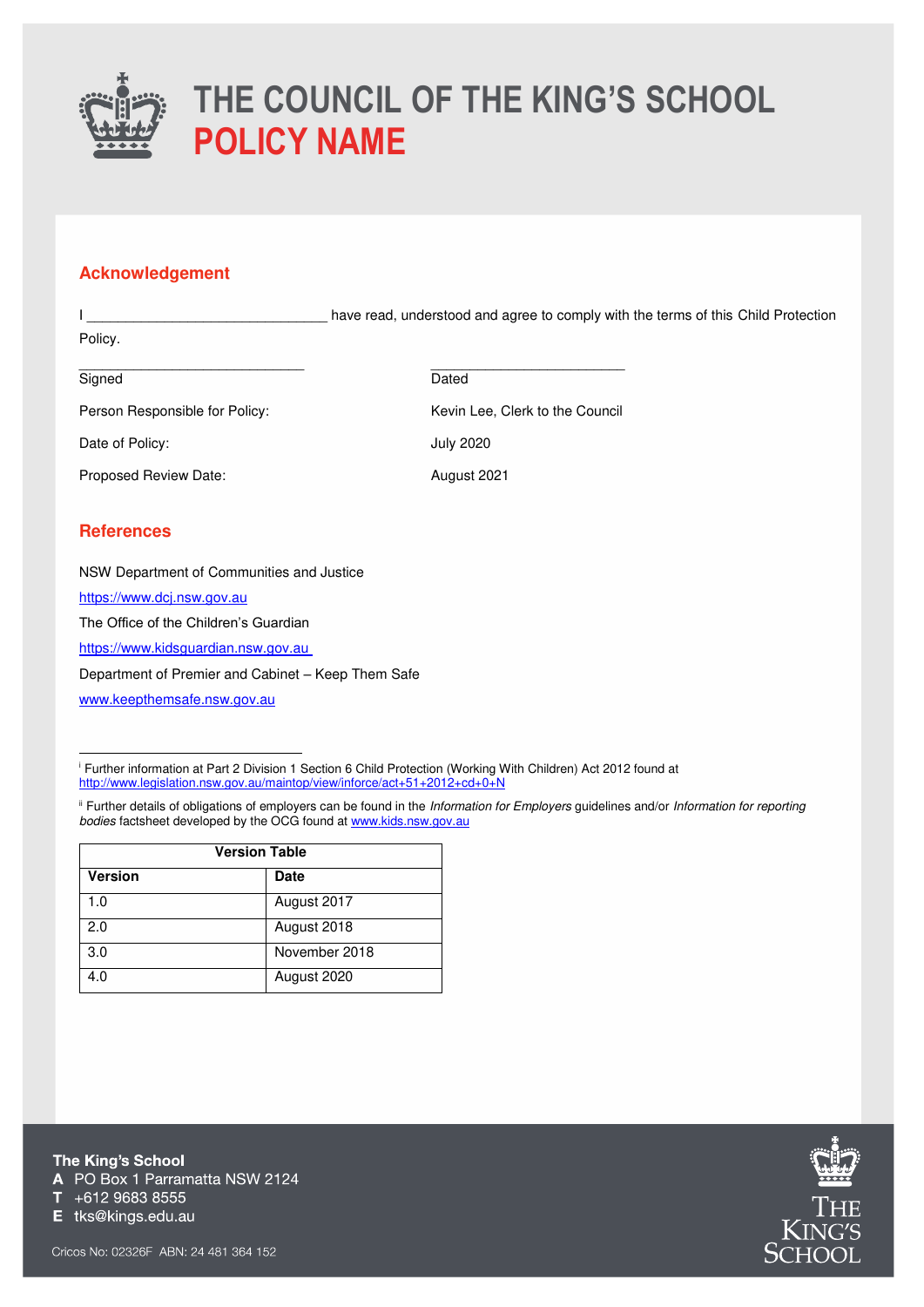# THE COUNCIL OF THE KING'S SCHOOL
# POLICY NAME

## Acknowledgement

I ______________________________ have read, understood and agree to comply with the terms of this Child Protection Policy.

____________________________ ________________________

Signed Dated

Person Responsible for Policy: Kevin Lee, Clerk to the Council

Date of Policy: July 2020

Proposed Review Date: August 2021

## References

NSW Department of Communities and Justice

https://www.dcj.nsw.gov.au

The Office of the Children's Guardian

https://www.kidsguardian.nsw.gov.au

Department of Premier and Cabinet – Keep Them Safe

www.keepthemsafe.nsw.gov.au

---

[i] Further information at Part 2 Division 1 Section 6 Child Protection (Working With Children) Act 2012 found at http://www.legislation.nsw.gov.au/maintop/view/inforce/act+51+2012+cd+0+N

[ii] Further details of obligations of employers can be found in the *Information for Employers* guidelines and/or *Information for reporting bodies* factsheet developed by the OCG found at www.kids.nsw.gov.au

| Version Table | |
|---|---|
| **Version** | **Date** |
| 1.0 | August 2017 |
| 2.0 | August 2018 |
| 3.0 | November 2018 |
| 4.0 | August 2020 |

**The King's School**
**A** PO Box 1 Parramatta NSW 2124
**T** +612 9683 8555
**E** tks@kings.edu.au

Cricos No: 02326F ABN: 24 481 364 152